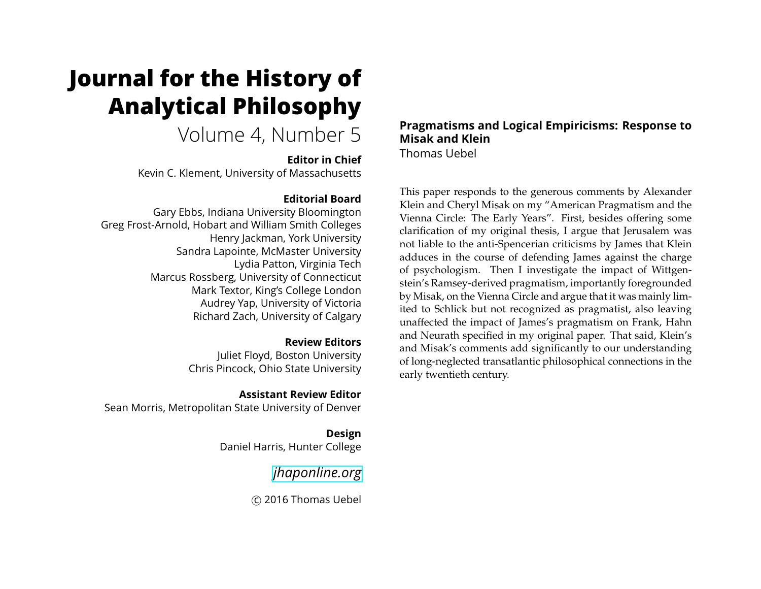# Journal for the History of Analytical Philosophy

Volume 4, Number 5

**Editor in Chief**

Kevin C. Klement, University of Massachusetts

**Editorial Board**

Gary Ebbs, Indiana University Bloomington
Greg Frost-Arnold, Hobart and William Smith Colleges
Henry Jackman, York University
Sandra Lapointe, McMaster University
Lydia Patton, Virginia Tech
Marcus Rossberg, University of Connecticut
Mark Textor, King's College London
Audrey Yap, University of Victoria
Richard Zach, University of Calgary

**Review Editors**

Juliet Floyd, Boston University
Chris Pincock, Ohio State University

**Assistant Review Editor**

Sean Morris, Metropolitan State University of Denver

**Design**

Daniel Harris, Hunter College

*jhaponline.org*

© 2016 Thomas Uebel

## Pragmatisms and Logical Empiricisms: Response to Misak and Klein

Thomas Uebel

This paper responds to the generous comments by Alexander Klein and Cheryl Misak on my "American Pragmatism and the Vienna Circle: The Early Years". First, besides offering some clarification of my original thesis, I argue that Jerusalem was not liable to the anti-Spencerian criticisms by James that Klein adduces in the course of defending James against the charge of psychologism. Then I investigate the impact of Wittgenstein's Ramsey-derived pragmatism, importantly foregrounded by Misak, on the Vienna Circle and argue that it was mainly limited to Schlick but not recognized as pragmatist, also leaving unaffected the impact of James's pragmatism on Frank, Hahn and Neurath specified in my original paper. That said, Klein's and Misak's comments add significantly to our understanding of long-neglected transatlantic philosophical connections in the early twentieth century.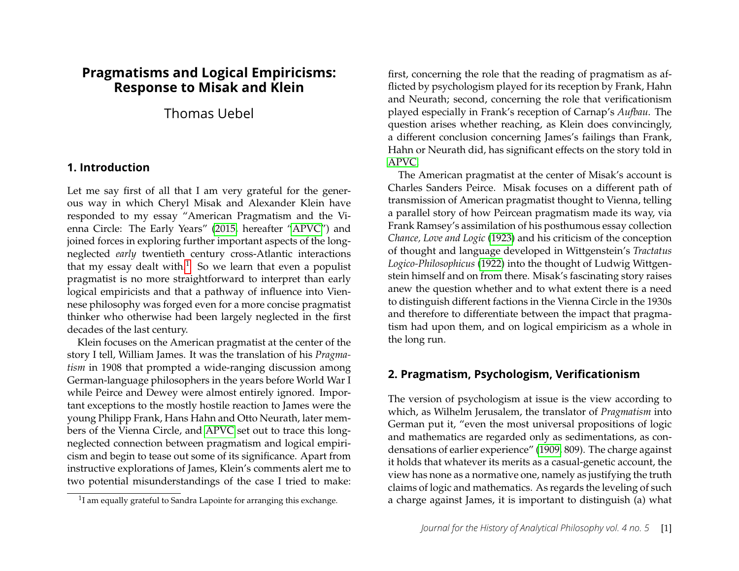# Pragmatisms and Logical Empiricisms: Response to Misak and Klein

Thomas Uebel

## 1. Introduction

Let me say first of all that I am very grateful for the generous way in which Cheryl Misak and Alexander Klein have responded to my essay "American Pragmatism and the Vienna Circle: The Early Years" (2015, hereafter "APVC") and joined forces in exploring further important aspects of the long-neglected *early* twentieth century cross-Atlantic interactions that my essay dealt with.[1] So we learn that even a populist pragmatist is no more straightforward to interpret than early logical empiricists and that a pathway of influence into Viennese philosophy was forged even for a more concise pragmatist thinker who otherwise had been largely neglected in the first decades of the last century.

Klein focuses on the American pragmatist at the center of the story I tell, William James. It was the translation of his *Pragmatism* in 1908 that prompted a wide-ranging discussion among German-language philosophers in the years before World War I while Peirce and Dewey were almost entirely ignored. Important exceptions to the mostly hostile reaction to James were the young Philipp Frank, Hans Hahn and Otto Neurath, later members of the Vienna Circle, and APVC set out to trace this long-neglected connection between pragmatism and logical empiricism and begin to tease out some of its significance. Apart from instructive explorations of James, Klein's comments alert me to two potential misunderstandings of the case I tried to make: first, concerning the role that the reading of pragmatism as afflicted by psychologism played for its reception by Frank, Hahn and Neurath; second, concerning the role that verificationism played especially in Frank's reception of Carnap's *Aufbau*. The question arises whether reaching, as Klein does convincingly, a different conclusion concerning James's failings than Frank, Hahn or Neurath did, has significant effects on the story told in APVC.

The American pragmatist at the center of Misak's account is Charles Sanders Peirce. Misak focuses on a different path of transmission of American pragmatist thought to Vienna, telling a parallel story of how Peircean pragmatism made its way, via Frank Ramsey's assimilation of his posthumous essay collection *Chance, Love and Logic* (1923) and his criticism of the conception of thought and language developed in Wittgenstein's *Tractatus Logico-Philosophicus* (1922) into the thought of Ludwig Wittgenstein himself and on from there. Misak's fascinating story raises anew the question whether and to what extent there is a need to distinguish different factions in the Vienna Circle in the 1930s and therefore to differentiate between the impact that pragmatism had upon them, and on logical empiricism as a whole in the long run.

## 2. Pragmatism, Psychologism, Verificationism

The version of psychologism at issue is the view according to which, as Wilhelm Jerusalem, the translator of *Pragmatism* into German put it, "even the most universal propositions of logic and mathematics are regarded only as sedimentations, as condensations of earlier experience" (1909, 809). The charge against it holds that whatever its merits as a casual-genetic account, the view has none as a normative one, namely as justifying the truth claims of logic and mathematics. As regards the leveling of such a charge against James, it is important to distinguish (a) what

[1] I am equally grateful to Sandra Lapointe for arranging this exchange.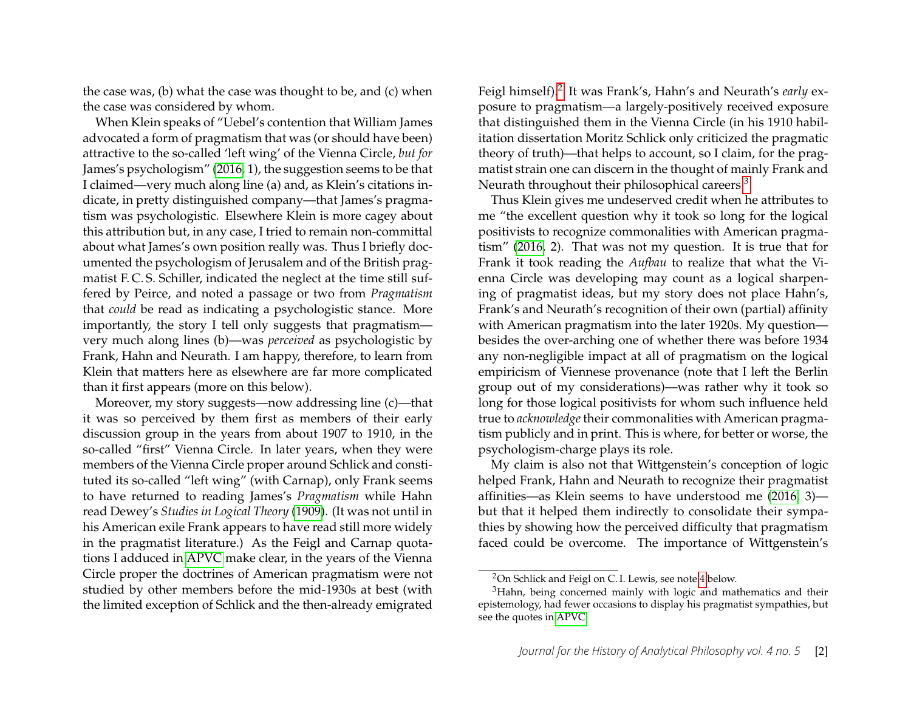the case was, (b) what the case was thought to be, and (c) when the case was considered by whom.

When Klein speaks of "Uebel's contention that William James advocated a form of pragmatism that was (or should have been) attractive to the so-called 'left wing' of the Vienna Circle, *but for* James's psychologism" (2016, 1), the suggestion seems to be that I claimed—very much along line (a) and, as Klein's citations indicate, in pretty distinguished company—that James's pragmatism was psychologistic. Elsewhere Klein is more cagey about this attribution but, in any case, I tried to remain non-committal about what James's own position really was. Thus I briefly documented the psychologism of Jerusalem and of the British pragmatist F. C. S. Schiller, indicated the neglect at the time still suffered by Peirce, and noted a passage or two from *Pragmatism* that *could* be read as indicating a psychologistic stance. More importantly, the story I tell only suggests that pragmatism—very much along lines (b)—was *perceived* as psychologistic by Frank, Hahn and Neurath. I am happy, therefore, to learn from Klein that matters here as elsewhere are far more complicated than it first appears (more on this below).

Moreover, my story suggests—now addressing line (c)—that it was so perceived by them first as members of their early discussion group in the years from about 1907 to 1910, in the so-called "first" Vienna Circle. In later years, when they were members of the Vienna Circle proper around Schlick and constituted its so-called "left wing" (with Carnap), only Frank seems to have returned to reading James's *Pragmatism* while Hahn read Dewey's *Studies in Logical Theory* (1909). (It was not until in his American exile Frank appears to have read still more widely in the pragmatist literature.) As the Feigl and Carnap quotations I adduced in APVC make clear, in the years of the Vienna Circle proper the doctrines of American pragmatism were not studied by other members before the mid-1930s at best (with the limited exception of Schlick and the then-already emigrated Feigl himself).[2] It was Frank's, Hahn's and Neurath's *early* exposure to pragmatism—a largely-positively received exposure that distinguished them in the Vienna Circle (in his 1910 habilitation dissertation Moritz Schlick only criticized the pragmatic theory of truth)—that helps to account, so I claim, for the pragmatist strain one can discern in the thought of mainly Frank and Neurath throughout their philosophical careers.[3]

Thus Klein gives me undeserved credit when he attributes to me "the excellent question why it took so long for the logical positivists to recognize commonalities with American pragmatism" (2016, 2). That was not my question. It is true that for Frank it took reading the *Aufbau* to realize that what the Vienna Circle was developing may count as a logical sharpening of pragmatist ideas, but my story does not place Hahn's, Frank's and Neurath's recognition of their own (partial) affinity with American pragmatism into the later 1920s. My question—besides the over-arching one of whether there was before 1934 any non-negligible impact at all of pragmatism on the logical empiricism of Viennese provenance (note that I left the Berlin group out of my considerations)—was rather why it took so long for those logical positivists for whom such influence held true to *acknowledge* their commonalities with American pragmatism publicly and in print. This is where, for better or worse, the psychologism-charge plays its role.

My claim is also not that Wittgenstein's conception of logic helped Frank, Hahn and Neurath to recognize their pragmatist affinities—as Klein seems to have understood me (2016, 3)—but that it helped them indirectly to consolidate their sympathies by showing how the perceived difficulty that pragmatism faced could be overcome. The importance of Wittgenstein's

[2] On Schlick and Feigl on C. I. Lewis, see note 4 below.

[3] Hahn, being concerned mainly with logic and mathematics and their epistemology, had fewer occasions to display his pragmatist sympathies, but see the quotes in APVC.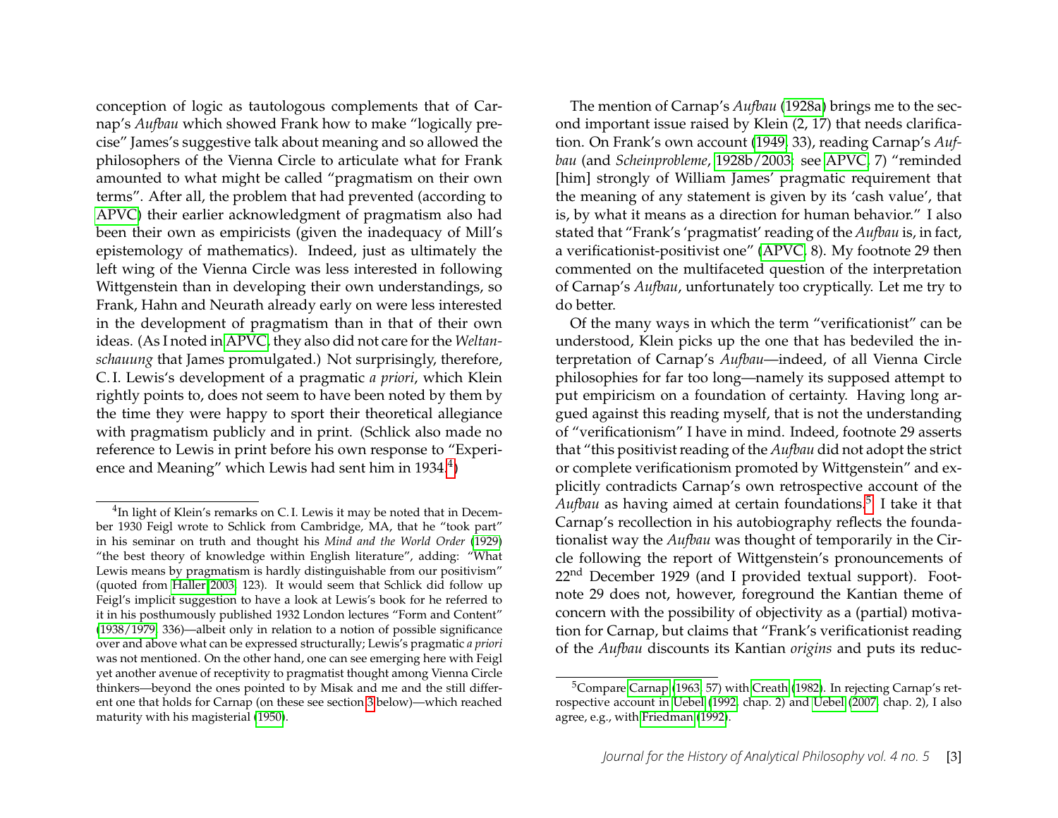conception of logic as tautologous complements that of Carnap's *Aufbau* which showed Frank how to make "logically precise" James's suggestive talk about meaning and so allowed the philosophers of the Vienna Circle to articulate what for Frank amounted to what might be called "pragmatism on their own terms". After all, the problem that had prevented (according to APVC) their earlier acknowledgment of pragmatism also had been their own as empiricists (given the inadequacy of Mill's epistemology of mathematics). Indeed, just as ultimately the left wing of the Vienna Circle was less interested in following Wittgenstein than in developing their own understandings, so Frank, Hahn and Neurath already early on were less interested in the development of pragmatism than in that of their own ideas. (As I noted in APVC, they also did not care for the *Weltanschauung* that James promulgated.) Not surprisingly, therefore, C. I. Lewis's development of a pragmatic *a priori*, which Klein rightly points to, does not seem to have been noted by them by the time they were happy to sport their theoretical allegiance with pragmatism publicly and in print. (Schlick also made no reference to Lewis in print before his own response to "Experience and Meaning" which Lewis had sent him in 1934.[4])

The mention of Carnap's *Aufbau* (1928a) brings me to the second important issue raised by Klein (2, 17) that needs clarification. On Frank's own account (1949, 33), reading Carnap's *Aufbau* (and *Scheinprobleme*, 1928b/2003; see APVC, 7) "reminded [him] strongly of William James' pragmatic requirement that the meaning of any statement is given by its 'cash value', that is, by what it means as a direction for human behavior." I also stated that "Frank's 'pragmatist' reading of the *Aufbau* is, in fact, a verificationist-positivist one" (APVC, 8). My footnote 29 then commented on the multifaceted question of the interpretation of Carnap's *Aufbau*, unfortunately too cryptically. Let me try to do better.

Of the many ways in which the term "verificationist" can be understood, Klein picks up the one that has bedeviled the interpretation of Carnap's *Aufbau*—indeed, of all Vienna Circle philosophies for far too long—namely its supposed attempt to put empiricism on a foundation of certainty. Having long argued against this reading myself, that is not the understanding of "verificationism" I have in mind. Indeed, footnote 29 asserts that "this positivist reading of the *Aufbau* did not adopt the strict or complete verificationism promoted by Wittgenstein" and explicitly contradicts Carnap's own retrospective account of the *Aufbau* as having aimed at certain foundations.[5] I take it that Carnap's recollection in his autobiography reflects the foundationalist way the *Aufbau* was thought of temporarily in the Circle following the report of Wittgenstein's pronouncements of 22nd December 1929 (and I provided textual support). Footnote 29 does not, however, foreground the Kantian theme of concern with the possibility of objectivity as a (partial) motivation for Carnap, but claims that "Frank's verificationist reading of the *Aufbau* discounts its Kantian *origins* and puts its reduc-

---

[4] In light of Klein's remarks on C. I. Lewis it may be noted that in December 1930 Feigl wrote to Schlick from Cambridge, MA, that he "took part" in his seminar on truth and thought his *Mind and the World Order* (1929) "the best theory of knowledge within English literature", adding: "What Lewis means by pragmatism is hardly distinguishable from our positivism" (quoted from Haller 2003, 123). It would seem that Schlick did follow up Feigl's implicit suggestion to have a look at Lewis's book for he referred to it in his posthumously published 1932 London lectures "Form and Content" (1938/1979, 336)—albeit only in relation to a notion of possible significance over and above what can be expressed structurally; Lewis's pragmatic *a priori* was not mentioned. On the other hand, one can see emerging here with Feigl yet another avenue of receptivity to pragmatist thought among Vienna Circle thinkers—beyond the ones pointed to by Misak and me and the still different one that holds for Carnap (on these see section 3 below)—which reached maturity with his magisterial (1950).

[5] Compare Carnap (1963, 57) with Creath (1982). In rejecting Carnap's retrospective account in Uebel (1992, chap. 2) and Uebel (2007, chap. 2), I also agree, e.g., with Friedman (1992).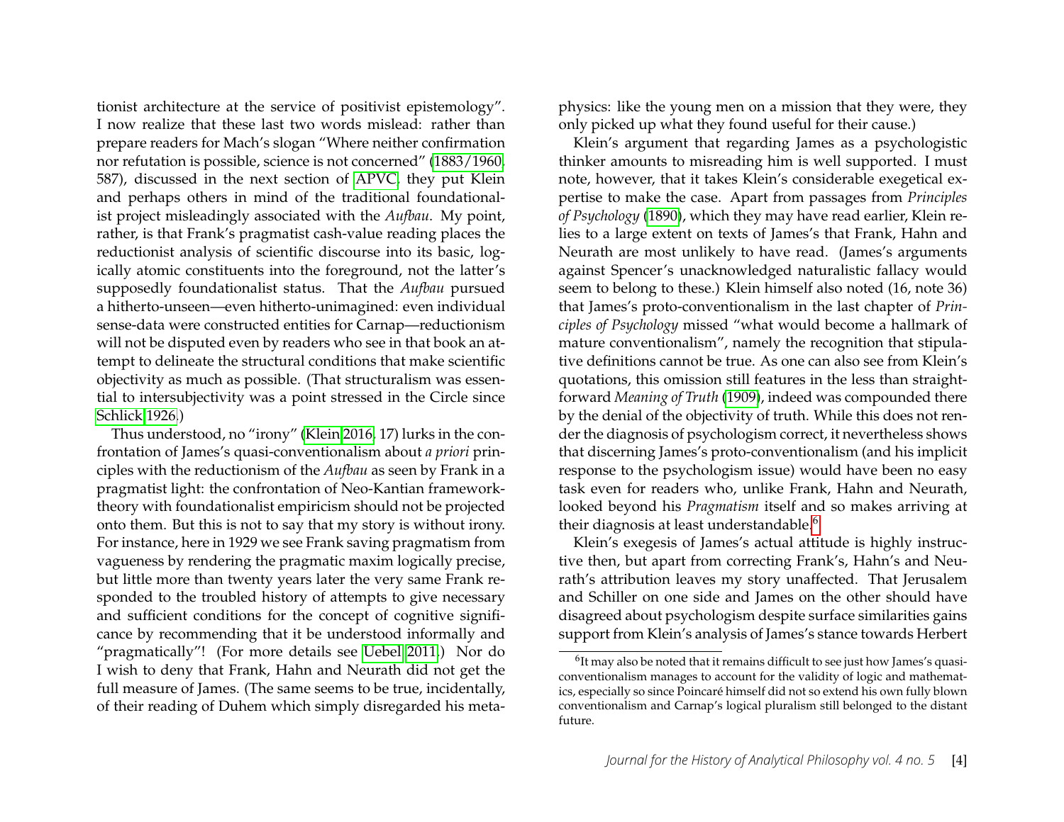tionist architecture at the service of positivist epistemology". I now realize that these last two words mislead: rather than prepare readers for Mach's slogan "Where neither confirmation nor refutation is possible, science is not concerned" (1883/1960, 587), discussed in the next section of APVC, they put Klein and perhaps others in mind of the traditional foundationalist project misleadingly associated with the *Aufbau*. My point, rather, is that Frank's pragmatist cash-value reading places the reductionist analysis of scientific discourse into its basic, logically atomic constituents into the foreground, not the latter's supposedly foundationalist status. That the *Aufbau* pursued a hitherto-unseen—even hitherto-unimagined: even individual sense-data were constructed entities for Carnap—reductionism will not be disputed even by readers who see in that book an attempt to delineate the structural conditions that make scientific objectivity as much as possible. (That structuralism was essential to intersubjectivity was a point stressed in the Circle since Schlick 1926.)

Thus understood, no "irony" (Klein 2016, 17) lurks in the confrontation of James's quasi-conventionalism about *a priori* principles with the reductionism of the *Aufbau* as seen by Frank in a pragmatist light: the confrontation of Neo-Kantian framework-theory with foundationalist empiricism should not be projected onto them. But this is not to say that my story is without irony. For instance, here in 1929 we see Frank saving pragmatism from vagueness by rendering the pragmatic maxim logically precise, but little more than twenty years later the very same Frank responded to the troubled history of attempts to give necessary and sufficient conditions for the concept of cognitive significance by recommending that it be understood informally and "pragmatically"! (For more details see Uebel 2011.) Nor do I wish to deny that Frank, Hahn and Neurath did not get the full measure of James. (The same seems to be true, incidentally, of their reading of Duhem which simply disregarded his metaphysics: like the young men on a mission that they were, they only picked up what they found useful for their cause.)

Klein's argument that regarding James as a psychologistic thinker amounts to misreading him is well supported. I must note, however, that it takes Klein's considerable exegetical expertise to make the case. Apart from passages from *Principles of Psychology* (1890), which they may have read earlier, Klein relies to a large extent on texts of James's that Frank, Hahn and Neurath are most unlikely to have read. (James's arguments against Spencer's unacknowledged naturalistic fallacy would seem to belong to these.) Klein himself also noted (16, note 36) that James's proto-conventionalism in the last chapter of *Principles of Psychology* missed "what would become a hallmark of mature conventionalism", namely the recognition that stipulative definitions cannot be true. As one can also see from Klein's quotations, this omission still features in the less than straightforward *Meaning of Truth* (1909), indeed was compounded there by the denial of the objectivity of truth. While this does not render the diagnosis of psychologism correct, it nevertheless shows that discerning James's proto-conventionalism (and his implicit response to the psychologism issue) would have been no easy task even for readers who, unlike Frank, Hahn and Neurath, looked beyond his *Pragmatism* itself and so makes arriving at their diagnosis at least understandable.[6]

Klein's exegesis of James's actual attitude is highly instructive then, but apart from correcting Frank's, Hahn's and Neurath's attribution leaves my story unaffected. That Jerusalem and Schiller on one side and James on the other should have disagreed about psychologism despite surface similarities gains support from Klein's analysis of James's stance towards Herbert

[6] It may also be noted that it remains difficult to see just how James's quasi-conventionalism manages to account for the validity of logic and mathematics, especially so since Poincaré himself did not so extend his own fully blown conventionalism and Carnap's logical pluralism still belonged to the distant future.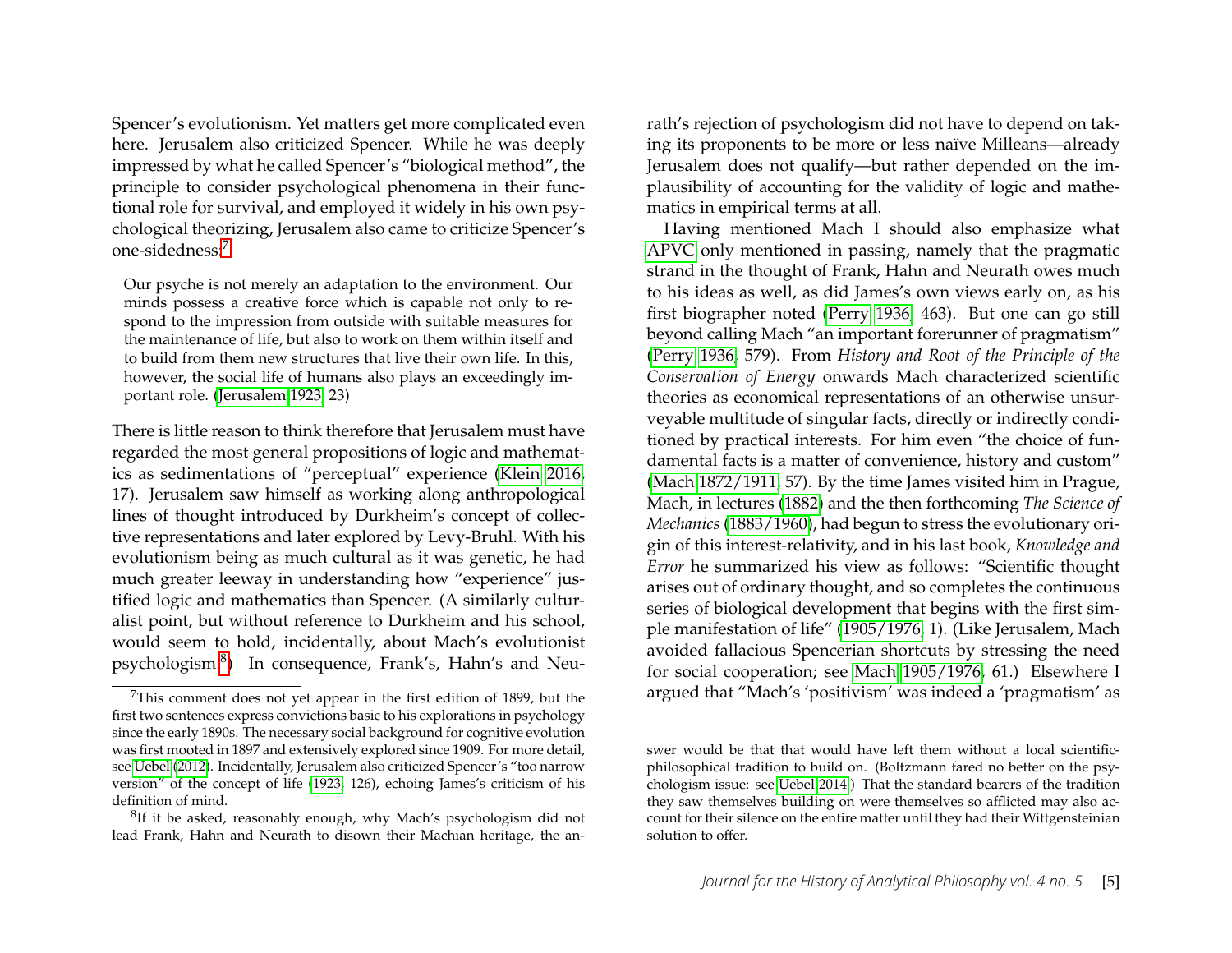Spencer's evolutionism. Yet matters get more complicated even here. Jerusalem also criticized Spencer. While he was deeply impressed by what he called Spencer's "biological method", the principle to consider psychological phenomena in their functional role for survival, and employed it widely in his own psychological theorizing, Jerusalem also came to criticize Spencer's one-sidedness:[7]

> Our psyche is not merely an adaptation to the environment. Our minds possess a creative force which is capable not only to respond to the impression from outside with suitable measures for the maintenance of life, but also to work on them within itself and to build from them new structures that live their own life. In this, however, the social life of humans also plays an exceedingly important role. (Jerusalem 1923, 23)

There is little reason to think therefore that Jerusalem must have regarded the most general propositions of logic and mathematics as sedimentations of "perceptual" experience (Klein 2016, 17). Jerusalem saw himself as working along anthropological lines of thought introduced by Durkheim's concept of collective representations and later explored by Levy-Bruhl. With his evolutionism being as much cultural as it was genetic, he had much greater leeway in understanding how "experience" justified logic and mathematics than Spencer. (A similarly culturalist point, but without reference to Durkheim and his school, would seem to hold, incidentally, about Mach's evolutionist psychologism.[8]) In consequence, Frank's, Hahn's and Neurath's rejection of psychologism did not have to depend on taking its proponents to be more or less naïve Milleans—already Jerusalem does not qualify—but rather depended on the implausibility of accounting for the validity of logic and mathematics in empirical terms at all.

Having mentioned Mach I should also emphasize what APVC only mentioned in passing, namely that the pragmatic strand in the thought of Frank, Hahn and Neurath owes much to his ideas as well, as did James's own views early on, as his first biographer noted (Perry 1936, 463). But one can go still beyond calling Mach "an important forerunner of pragmatism" (Perry 1936, 579). From *History and Root of the Principle of the Conservation of Energy* onwards Mach characterized scientific theories as economical representations of an otherwise unsurveyable multitude of singular facts, directly or indirectly conditioned by practical interests. For him even "the choice of fundamental facts is a matter of convenience, history and custom" (Mach 1872/1911, 57). By the time James visited him in Prague, Mach, in lectures (1882) and the then forthcoming *The Science of Mechanics* (1883/1960), had begun to stress the evolutionary origin of this interest-relativity, and in his last book, *Knowledge and Error* he summarized his view as follows: "Scientific thought arises out of ordinary thought, and so completes the continuous series of biological development that begins with the first simple manifestation of life" (1905/1976, 1). (Like Jerusalem, Mach avoided fallacious Spencerian shortcuts by stressing the need for social cooperation; see Mach 1905/1976, 61.) Elsewhere I argued that "Mach's 'positivism' was indeed a 'pragmatism' as

---

[7] This comment does not yet appear in the first edition of 1899, but the first two sentences express convictions basic to his explorations in psychology since the early 1890s. The necessary social background for cognitive evolution was first mooted in 1897 and extensively explored since 1909. For more detail, see Uebel (2012). Incidentally, Jerusalem also criticized Spencer's "too narrow version" of the concept of life (1923, 126), echoing James's criticism of his definition of mind.

[8] If it be asked, reasonably enough, why Mach's psychologism did not lead Frank, Hahn and Neurath to disown their Machian heritage, the answer would be that that would have left them without a local scientific-philosophical tradition to build on. (Boltzmann fared no better on the psychologism issue: see Uebel 2014.) That the standard bearers of the tradition they saw themselves building on were themselves so afflicted may also account for their silence on the entire matter until they had their Wittgensteinian solution to offer.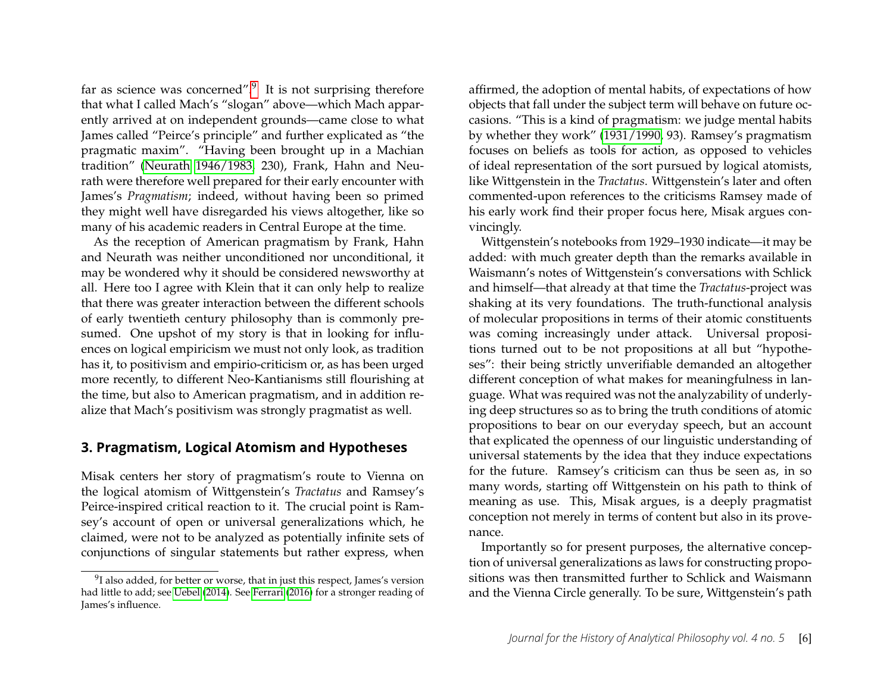far as science was concerned".[9] It is not surprising therefore that what I called Mach's "slogan" above—which Mach apparently arrived at on independent grounds—came close to what James called "Peirce's principle" and further explicated as "the pragmatic maxim". "Having been brought up in a Machian tradition" (Neurath 1946/1983, 230), Frank, Hahn and Neurath were therefore well prepared for their early encounter with James's *Pragmatism*; indeed, without having been so primed they might well have disregarded his views altogether, like so many of his academic readers in Central Europe at the time.

As the reception of American pragmatism by Frank, Hahn and Neurath was neither unconditioned nor unconditional, it may be wondered why it should be considered newsworthy at all. Here too I agree with Klein that it can only help to realize that there was greater interaction between the different schools of early twentieth century philosophy than is commonly presumed. One upshot of my story is that in looking for influences on logical empiricism we must not only look, as tradition has it, to positivism and empirio-criticism or, as has been urged more recently, to different Neo-Kantianisms still flourishing at the time, but also to American pragmatism, and in addition realize that Mach's positivism was strongly pragmatist as well.

## 3. Pragmatism, Logical Atomism and Hypotheses

Misak centers her story of pragmatism's route to Vienna on the logical atomism of Wittgenstein's *Tractatus* and Ramsey's Peirce-inspired critical reaction to it. The crucial point is Ramsey's account of open or universal generalizations which, he claimed, were not to be analyzed as potentially infinite sets of conjunctions of singular statements but rather express, when affirmed, the adoption of mental habits, of expectations of how objects that fall under the subject term will behave on future occasions. "This is a kind of pragmatism: we judge mental habits by whether they work" (1931/1990, 93). Ramsey's pragmatism focuses on beliefs as tools for action, as opposed to vehicles of ideal representation of the sort pursued by logical atomists, like Wittgenstein in the *Tractatus*. Wittgenstein's later and often commented-upon references to the criticisms Ramsey made of his early work find their proper focus here, Misak argues convincingly.

Wittgenstein's notebooks from 1929–1930 indicate—it may be added: with much greater depth than the remarks available in Waismann's notes of Wittgenstein's conversations with Schlick and himself—that already at that time the *Tractatus*-project was shaking at its very foundations. The truth-functional analysis of molecular propositions in terms of their atomic constituents was coming increasingly under attack. Universal propositions turned out to be not propositions at all but "hypotheses": their being strictly unverifiable demanded an altogether different conception of what makes for meaningfulness in language. What was required was not the analyzability of underlying deep structures so as to bring the truth conditions of atomic propositions to bear on our everyday speech, but an account that explicated the openness of our linguistic understanding of universal statements by the idea that they induce expectations for the future. Ramsey's criticism can thus be seen as, in so many words, starting off Wittgenstein on his path to think of meaning as use. This, Misak argues, is a deeply pragmatist conception not merely in terms of content but also in its provenance.

Importantly so for present purposes, the alternative conception of universal generalizations as laws for constructing propositions was then transmitted further to Schlick and Waismann and the Vienna Circle generally. To be sure, Wittgenstein's path

[9] I also added, for better or worse, that in just this respect, James's version had little to add; see Uebel (2014). See Ferrari (2016) for a stronger reading of James's influence.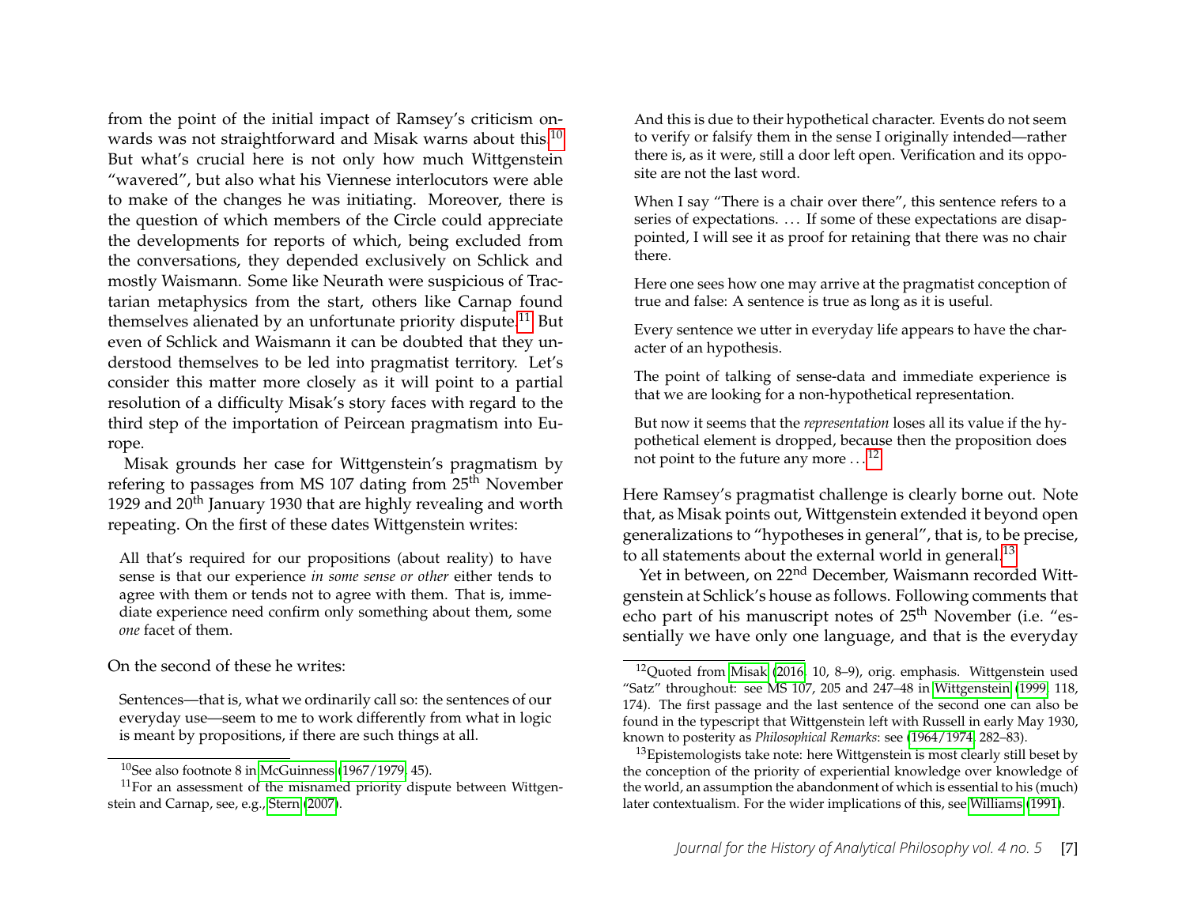from the point of the initial impact of Ramsey's criticism onwards was not straightforward and Misak warns about this.[10] But what's crucial here is not only how much Wittgenstein "wavered", but also what his Viennese interlocutors were able to make of the changes he was initiating. Moreover, there is the question of which members of the Circle could appreciate the developments for reports of which, being excluded from the conversations, they depended exclusively on Schlick and mostly Waismann. Some like Neurath were suspicious of Tractarian metaphysics from the start, others like Carnap found themselves alienated by an unfortunate priority dispute.[11] But even of Schlick and Waismann it can be doubted that they understood themselves to be led into pragmatist territory. Let's consider this matter more closely as it will point to a partial resolution of a difficulty Misak's story faces with regard to the third step of the importation of Peircean pragmatism into Europe.

Misak grounds her case for Wittgenstein's pragmatism by refering to passages from MS 107 dating from 25th November 1929 and 20th January 1930 that are highly revealing and worth repeating. On the first of these dates Wittgenstein writes:

> All that's required for our propositions (about reality) to have sense is that our experience *in some sense or other* either tends to agree with them or tends not to agree with them. That is, immediate experience need confirm only something about them, some *one* facet of them.

On the second of these he writes:

> Sentences—that is, what we ordinarily call so: the sentences of our everyday use—seem to me to work differently from what in logic is meant by propositions, if there are such things at all.
>
> And this is due to their hypothetical character. Events do not seem to verify or falsify them in the sense I originally intended—rather there is, as it were, still a door left open. Verification and its opposite are not the last word.
>
> When I say "There is a chair over there", this sentence refers to a series of expectations. ... If some of these expectations are disappointed, I will see it as proof for retaining that there was no chair there.
>
> Here one sees how one may arrive at the pragmatist conception of true and false: A sentence is true as long as it is useful.
>
> Every sentence we utter in everyday life appears to have the character of an hypothesis.
>
> The point of talking of sense-data and immediate experience is that we are looking for a non-hypothetical representation.
>
> But now it seems that the *representation* loses all its value if the hypothetical element is dropped, because then the proposition does not point to the future any more ...[12]

Here Ramsey's pragmatist challenge is clearly borne out. Note that, as Misak points out, Wittgenstein extended it beyond open generalizations to "hypotheses in general", that is, to be precise, to all statements about the external world in general.[13]

Yet in between, on 22nd December, Waismann recorded Wittgenstein at Schlick's house as follows. Following comments that echo part of his manuscript notes of 25th November (i.e. "essentially we have only one language, and that is the everyday

---

[10] See also footnote 8 in McGuinness (1967/1979, 45).

[11] For an assessment of the misnamed priority dispute between Wittgenstein and Carnap, see, e.g., Stern (2007).

[12] Quoted from Misak (2016, 10, 8–9), orig. emphasis. Wittgenstein used "Satz" throughout: see MS 107, 205 and 247–48 in Wittgenstein (1999, 118, 174). The first passage and the last sentence of the second one can also be found in the typescript that Wittgenstein left with Russell in early May 1930, known to posterity as *Philosophical Remarks*: see (1964/1974, 282–83).

[13] Epistemologists take note: here Wittgenstein is most clearly still beset by the conception of the priority of experiential knowledge over knowledge of the world, an assumption the abandonment of which is essential to his (much) later contextualism. For the wider implications of this, see Williams (1991).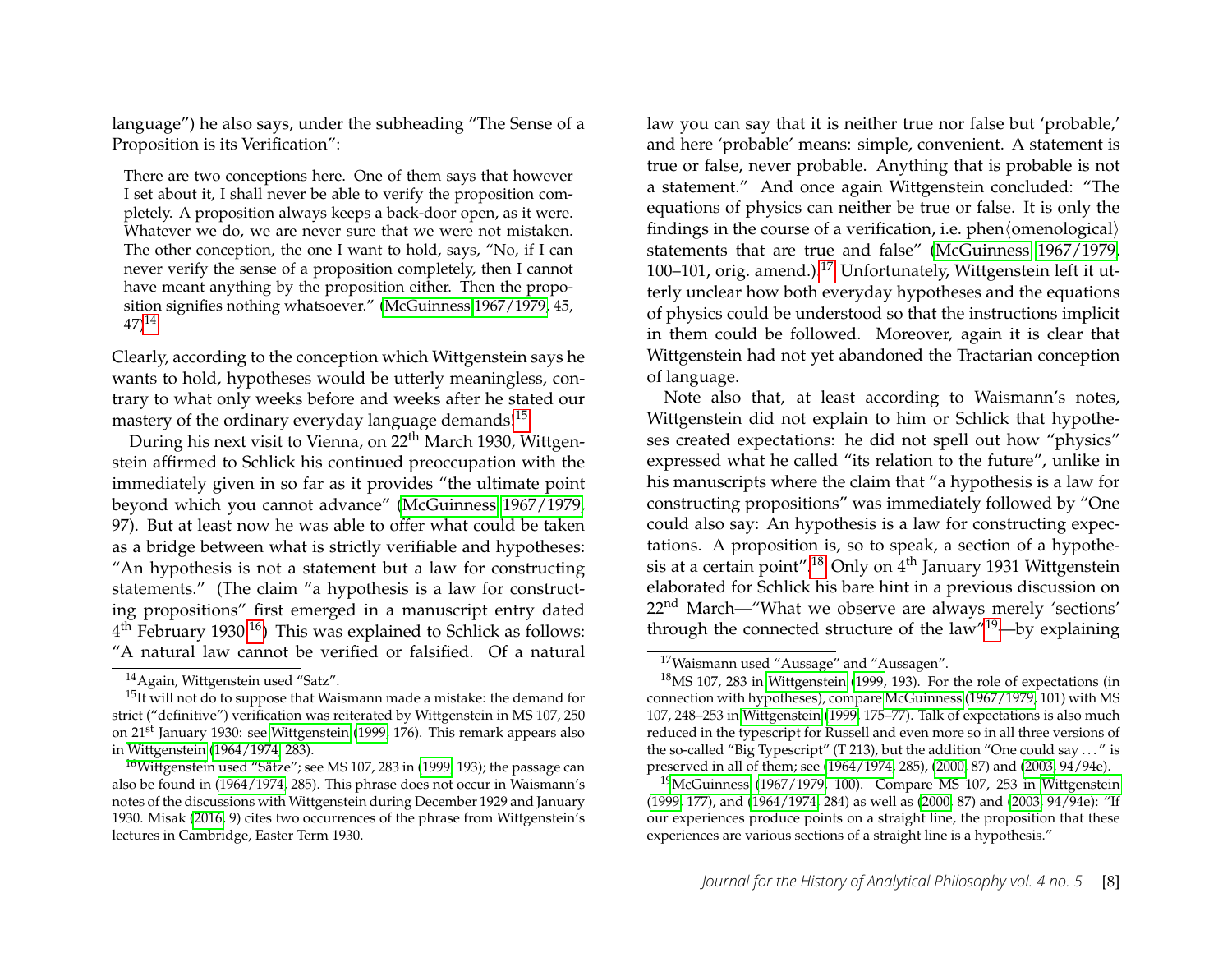language") he also says, under the subheading "The Sense of a Proposition is its Verification":

> There are two conceptions here. One of them says that however I set about it, I shall never be able to verify the proposition completely. A proposition always keeps a back-door open, as it were. Whatever we do, we are never sure that we were not mistaken. The other conception, the one I want to hold, says, "No, if I can never verify the sense of a proposition completely, then I cannot have meant anything by the proposition either. Then the proposition signifies nothing whatsoever." (McGuinness 1967/1979, 45, 47)[14]

Clearly, according to the conception which Wittgenstein says he wants to hold, hypotheses would be utterly meaningless, contrary to what only weeks before and weeks after he stated our mastery of the ordinary everyday language demands.[15]

During his next visit to Vienna, on 22[th] March 1930, Wittgenstein affirmed to Schlick his continued preoccupation with the immediately given in so far as it provides "the ultimate point beyond which you cannot advance" (McGuinness 1967/1979, 97). But at least now he was able to offer what could be taken as a bridge between what is strictly verifiable and hypotheses: "An hypothesis is not a statement but a law for constructing statements." (The claim "a hypothesis is a law for constructing propositions" first emerged in a manuscript entry dated 4[th] February 1930.[16]) This was explained to Schlick as follows: "A natural law cannot be verified or falsified. Of a natural law you can say that it is neither true nor false but 'probable,' and here 'probable' means: simple, convenient. A statement is true or false, never probable. Anything that is probable is not a statement." And once again Wittgenstein concluded: "The equations of physics can neither be true or false. It is only the findings in the course of a verification, i.e. phen⟨omenological⟩ statements that are true and false" (McGuinness 1967/1979, 100–101, orig. amend.).[17] Unfortunately, Wittgenstein left it utterly unclear how both everyday hypotheses and the equations of physics could be understood so that the instructions implicit in them could be followed. Moreover, again it is clear that Wittgenstein had not yet abandoned the Tractarian conception of language.

Note also that, at least according to Waismann's notes, Wittgenstein did not explain to him or Schlick that hypotheses created expectations: he did not spell out how "physics" expressed what he called "its relation to the future", unlike in his manuscripts where the claim that "a hypothesis is a law for constructing propositions" was immediately followed by "One could also say: An hypothesis is a law for constructing expectations. A proposition is, so to speak, a section of a hypothesis at a certain point".[18] Only on 4[th] January 1931 Wittgenstein elaborated for Schlick his bare hint in a previous discussion on 22[nd] March—"What we observe are always merely 'sections' through the connected structure of the law"[19]—by explaining

---

[14] Again, Wittgenstein used "Satz".

[15] It will not do to suppose that Waismann made a mistake: the demand for strict ("definitive") verification was reiterated by Wittgenstein in MS 107, 250 on 21[st] January 1930: see Wittgenstein (1999, 176). This remark appears also in Wittgenstein (1964/1974, 283).

[16] Wittgenstein used "Sätze"; see MS 107, 283 in (1999, 193); the passage can also be found in (1964/1974, 285). This phrase does not occur in Waismann's notes of the discussions with Wittgenstein during December 1929 and January 1930. Misak (2016, 9) cites two occurrences of the phrase from Wittgenstein's lectures in Cambridge, Easter Term 1930.

[17] Waismann used "Aussage" and "Aussagen".

[18] MS 107, 283 in Wittgenstein (1999, 193). For the role of expectations (in connection with hypotheses), compare McGuinness (1967/1979, 101) with MS 107, 248–253 in Wittgenstein (1999, 175–77). Talk of expectations is also much reduced in the typescript for Russell and even more so in all three versions of the so-called "Big Typescript" (T 213), but the addition "One could say ..." is preserved in all of them; see (1964/1974, 285), (2000, 87) and (2003, 94/94e).

[19] McGuinness (1967/1979, 100). Compare MS 107, 253 in Wittgenstein (1999, 177), and (1964/1974, 284) as well as (2000, 87) and (2003, 94/94e): "If our experiences produce points on a straight line, the proposition that these experiences are various sections of a straight line is a hypothesis."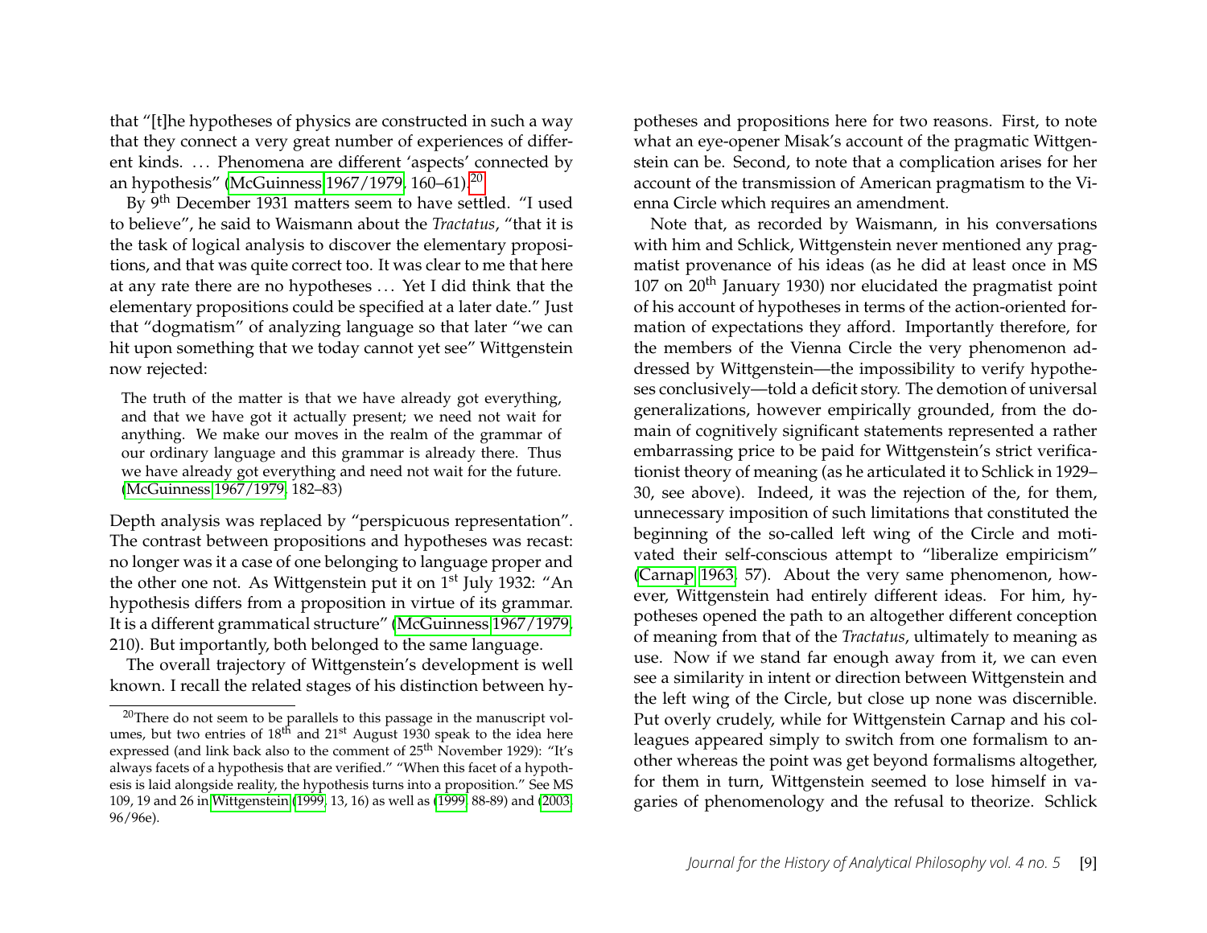that "[t]he hypotheses of physics are constructed in such a way that they connect a very great number of experiences of different kinds. … Phenomena are different 'aspects' connected by an hypothesis" (McGuinness 1967/1979, 160–61).[20]

By 9th December 1931 matters seem to have settled. "I used to believe", he said to Waismann about the *Tractatus*, "that it is the task of logical analysis to discover the elementary propositions, and that was quite correct too. It was clear to me that here at any rate there are no hypotheses … Yet I did think that the elementary propositions could be specified at a later date." Just that "dogmatism" of analyzing language so that later "we can hit upon something that we today cannot yet see" Wittgenstein now rejected:

> The truth of the matter is that we have already got everything, and that we have got it actually present; we need not wait for anything. We make our moves in the realm of the grammar of our ordinary language and this grammar is already there. Thus we have already got everything and need not wait for the future. (McGuinness 1967/1979, 182–83)

Depth analysis was replaced by "perspicuous representation". The contrast between propositions and hypotheses was recast: no longer was it a case of one belonging to language proper and the other one not. As Wittgenstein put it on 1st July 1932: "An hypothesis differs from a proposition in virtue of its grammar. It is a different grammatical structure" (McGuinness 1967/1979, 210). But importantly, both belonged to the same language.

The overall trajectory of Wittgenstein's development is well known. I recall the related stages of his distinction between hypotheses and propositions here for two reasons. First, to note what an eye-opener Misak's account of the pragmatic Wittgenstein can be. Second, to note that a complication arises for her account of the transmission of American pragmatism to the Vienna Circle which requires an amendment.

Note that, as recorded by Waismann, in his conversations with him and Schlick, Wittgenstein never mentioned any pragmatist provenance of his ideas (as he did at least once in MS 107 on 20th January 1930) nor elucidated the pragmatist point of his account of hypotheses in terms of the action-oriented formation of expectations they afford. Importantly therefore, for the members of the Vienna Circle the very phenomenon addressed by Wittgenstein—the impossibility to verify hypotheses conclusively—told a deficit story. The demotion of universal generalizations, however empirically grounded, from the domain of cognitively significant statements represented a rather embarrassing price to be paid for Wittgenstein's strict verificationist theory of meaning (as he articulated it to Schlick in 1929–30, see above). Indeed, it was the rejection of the, for them, unnecessary imposition of such limitations that constituted the beginning of the so-called left wing of the Circle and motivated their self-conscious attempt to "liberalize empiricism" (Carnap 1963, 57). About the very same phenomenon, however, Wittgenstein had entirely different ideas. For him, hypotheses opened the path to an altogether different conception of meaning from that of the *Tractatus*, ultimately to meaning as use. Now if we stand far enough away from it, we can even see a similarity in intent or direction between Wittgenstein and the left wing of the Circle, but close up none was discernible. Put overly crudely, while for Wittgenstein Carnap and his colleagues appeared simply to switch from one formalism to another whereas the point was get beyond formalisms altogether, for them in turn, Wittgenstein seemed to lose himself in vagaries of phenomenology and the refusal to theorize. Schlick

---

[20] There do not seem to be parallels to this passage in the manuscript volumes, but two entries of 18th and 21st August 1930 speak to the idea here expressed (and link back also to the comment of 25th November 1929): "It's always facets of a hypothesis that are verified." "When this facet of a hypothesis is laid alongside reality, the hypothesis turns into a proposition." See MS 109, 19 and 26 in Wittgenstein (1999, 13, 16) as well as (1999, 88-89) and (2003, 96/96e).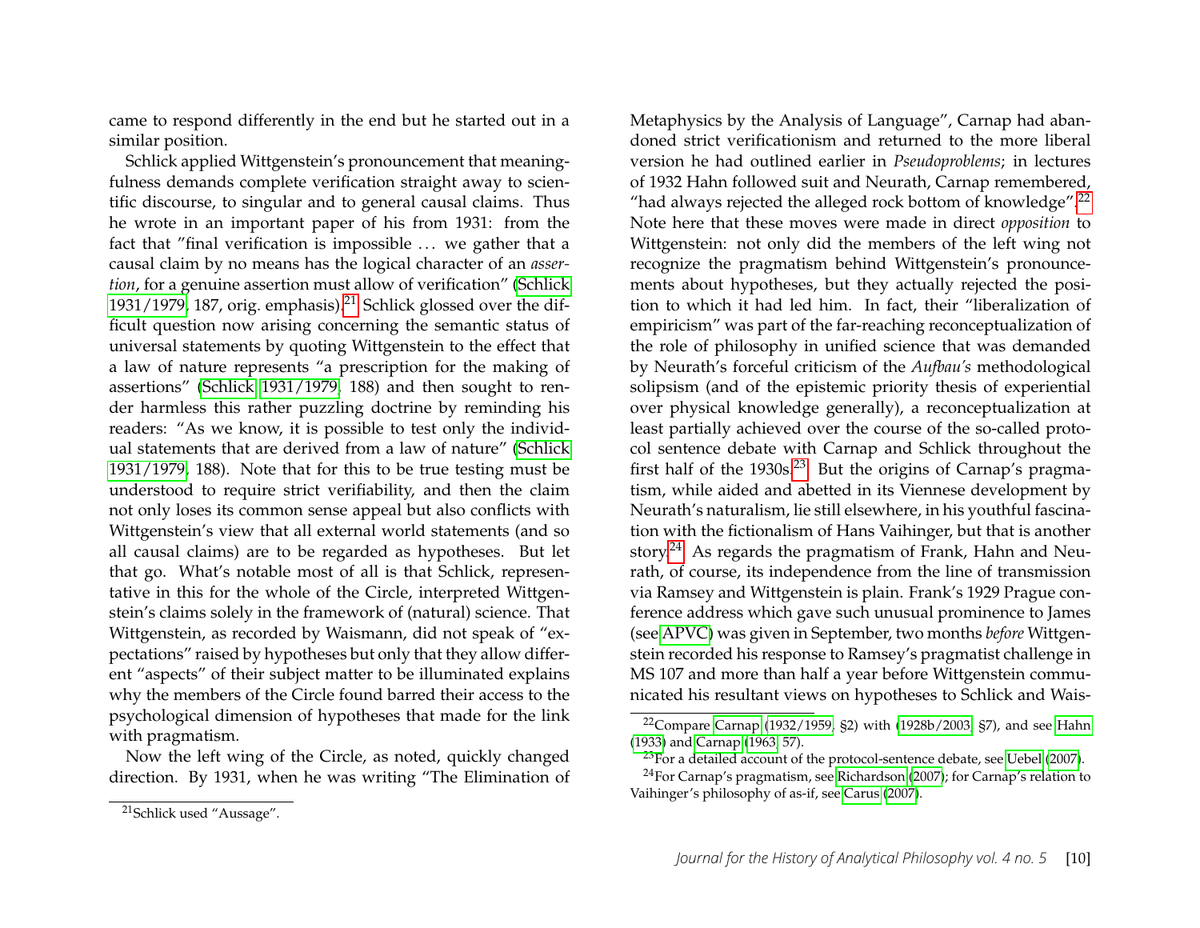came to respond differently in the end but he started out in a similar position.

Schlick applied Wittgenstein's pronouncement that meaningfulness demands complete verification straight away to scientific discourse, to singular and to general causal claims. Thus he wrote in an important paper of his from 1931: from the fact that "final verification is impossible ... we gather that a causal claim by no means has the logical character of an *assertion*, for a genuine assertion must allow of verification" (Schlick 1931/1979, 187, orig. emphasis).[21] Schlick glossed over the difficult question now arising concerning the semantic status of universal statements by quoting Wittgenstein to the effect that a law of nature represents "a prescription for the making of assertions" (Schlick 1931/1979, 188) and then sought to render harmless this rather puzzling doctrine by reminding his readers: "As we know, it is possible to test only the individual statements that are derived from a law of nature" (Schlick 1931/1979, 188). Note that for this to be true testing must be understood to require strict verifiability, and then the claim not only loses its common sense appeal but also conflicts with Wittgenstein's view that all external world statements (and so all causal claims) are to be regarded as hypotheses. But let that go. What's notable most of all is that Schlick, representative in this for the whole of the Circle, interpreted Wittgenstein's claims solely in the framework of (natural) science. That Wittgenstein, as recorded by Waismann, did not speak of "expectations" raised by hypotheses but only that they allow different "aspects" of their subject matter to be illuminated explains why the members of the Circle found barred their access to the psychological dimension of hypotheses that made for the link with pragmatism.

Now the left wing of the Circle, as noted, quickly changed direction. By 1931, when he was writing "The Elimination of Metaphysics by the Analysis of Language", Carnap had abandoned strict verificationism and returned to the more liberal version he had outlined earlier in *Pseudoproblems*; in lectures of 1932 Hahn followed suit and Neurath, Carnap remembered, "had always rejected the alleged rock bottom of knowledge".[22] Note here that these moves were made in direct *opposition* to Wittgenstein: not only did the members of the left wing not recognize the pragmatism behind Wittgenstein's pronouncements about hypotheses, but they actually rejected the position to which it had led him. In fact, their "liberalization of empiricism" was part of the far-reaching reconceptualization of the role of philosophy in unified science that was demanded by Neurath's forceful criticism of the *Aufbau's* methodological solipsism (and of the epistemic priority thesis of experiential over physical knowledge generally), a reconceptualization at least partially achieved over the course of the so-called protocol sentence debate with Carnap and Schlick throughout the first half of the 1930s.[23] But the origins of Carnap's pragmatism, while aided and abetted in its Viennese development by Neurath's naturalism, lie still elsewhere, in his youthful fascination with the fictionalism of Hans Vaihinger, but that is another story.[24] As regards the pragmatism of Frank, Hahn and Neurath, of course, its independence from the line of transmission via Ramsey and Wittgenstein is plain. Frank's 1929 Prague conference address which gave such unusual prominence to James (see APVC) was given in September, two months *before* Wittgenstein recorded his response to Ramsey's pragmatist challenge in MS 107 and more than half a year before Wittgenstein communicated his resultant views on hypotheses to Schlick and Wais-

---

[21] Schlick used "Aussage".

[22] Compare Carnap (1932/1959, §2) with (1928b/2003, §7), and see Hahn (1933) and Carnap (1963, 57).

[23] For a detailed account of the protocol-sentence debate, see Uebel (2007).

[24] For Carnap's pragmatism, see Richardson (2007); for Carnap's relation to Vaihinger's philosophy of as-if, see Carus (2007).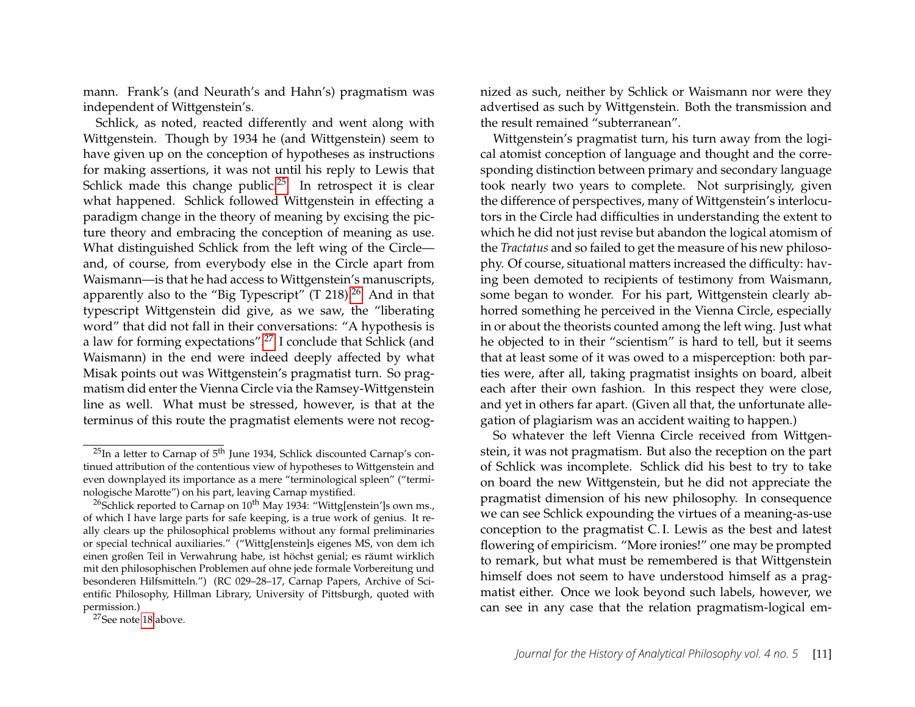mann. Frank's (and Neurath's and Hahn's) pragmatism was independent of Wittgenstein's.

Schlick, as noted, reacted differently and went along with Wittgenstein. Though by 1934 he (and Wittgenstein) seem to have given up on the conception of hypotheses as instructions for making assertions, it was not until his reply to Lewis that Schlick made this change public.[25] In retrospect it is clear what happened. Schlick followed Wittgenstein in effecting a paradigm change in the theory of meaning by excising the picture theory and embracing the conception of meaning as use. What distinguished Schlick from the left wing of the Circle—and, of course, from everybody else in the Circle apart from Waismann—is that he had access to Wittgenstein's manuscripts, apparently also to the "Big Typescript" (T 218).[26] And in that typescript Wittgenstein did give, as we saw, the "liberating word" that did not fall in their conversations: "A hypothesis is a law for forming expectations".[27] I conclude that Schlick (and Waismann) in the end were indeed deeply affected by what Misak points out was Wittgenstein's pragmatist turn. So pragmatism did enter the Vienna Circle via the Ramsey-Wittgenstein line as well. What must be stressed, however, is that at the terminus of this route the pragmatist elements were not recognized as such, neither by Schlick or Waismann nor were they advertised as such by Wittgenstein. Both the transmission and the result remained "subterranean".

Wittgenstein's pragmatist turn, his turn away from the logical atomist conception of language and thought and the corresponding distinction between primary and secondary language took nearly two years to complete. Not surprisingly, given the difference of perspectives, many of Wittgenstein's interlocutors in the Circle had difficulties in understanding the extent to which he did not just revise but abandon the logical atomism of the *Tractatus* and so failed to get the measure of his new philosophy. Of course, situational matters increased the difficulty: having been demoted to recipients of testimony from Waismann, some began to wonder. For his part, Wittgenstein clearly abhorred something he perceived in the Vienna Circle, especially in or about the theorists counted among the left wing. Just what he objected to in their "scientism" is hard to tell, but it seems that at least some of it was owed to a misperception: both parties were, after all, taking pragmatist insights on board, albeit each after their own fashion. In this respect they were close, and yet in others far apart. (Given all that, the unfortunate allegation of plagiarism was an accident waiting to happen.)

So whatever the left Vienna Circle received from Wittgenstein, it was not pragmatism. But also the reception on the part of Schlick was incomplete. Schlick did his best to try to take on board the new Wittgenstein, but he did not appreciate the pragmatist dimension of his new philosophy. In consequence we can see Schlick expounding the virtues of a meaning-as-use conception to the pragmatist C. I. Lewis as the best and latest flowering of empiricism. "More ironies!" one may be prompted to remark, but what must be remembered is that Wittgenstein himself does not seem to have understood himself as a pragmatist either. Once we look beyond such labels, however, we can see in any case that the relation pragmatism-logical em-

---

[25] In a letter to Carnap of 5th June 1934, Schlick discounted Carnap's continued attribution of the contentious view of hypotheses to Wittgenstein and even downplayed its importance as a mere "terminological spleen" ("terminologische Marotte") on his part, leaving Carnap mystified.

[26] Schlick reported to Carnap on 10th May 1934: "Wittg[enstein']s own ms., of which I have large parts for safe keeping, is a true work of genius. It really clears up the philosophical problems without any formal preliminaries or special technical auxiliaries." ("Wittg[enstein]s eigenes MS, von dem ich einen großen Teil in Verwahrung habe, ist höchst genial; es räumt wirklich mit den philosophischen Problemen auf ohne jede formale Vorbereitung und besonderen Hilfsmitteln.") (RC 029–28–17, Carnap Papers, Archive of Scientific Philosophy, Hillman Library, University of Pittsburgh, quoted with permission.)

[27] See note 18 above.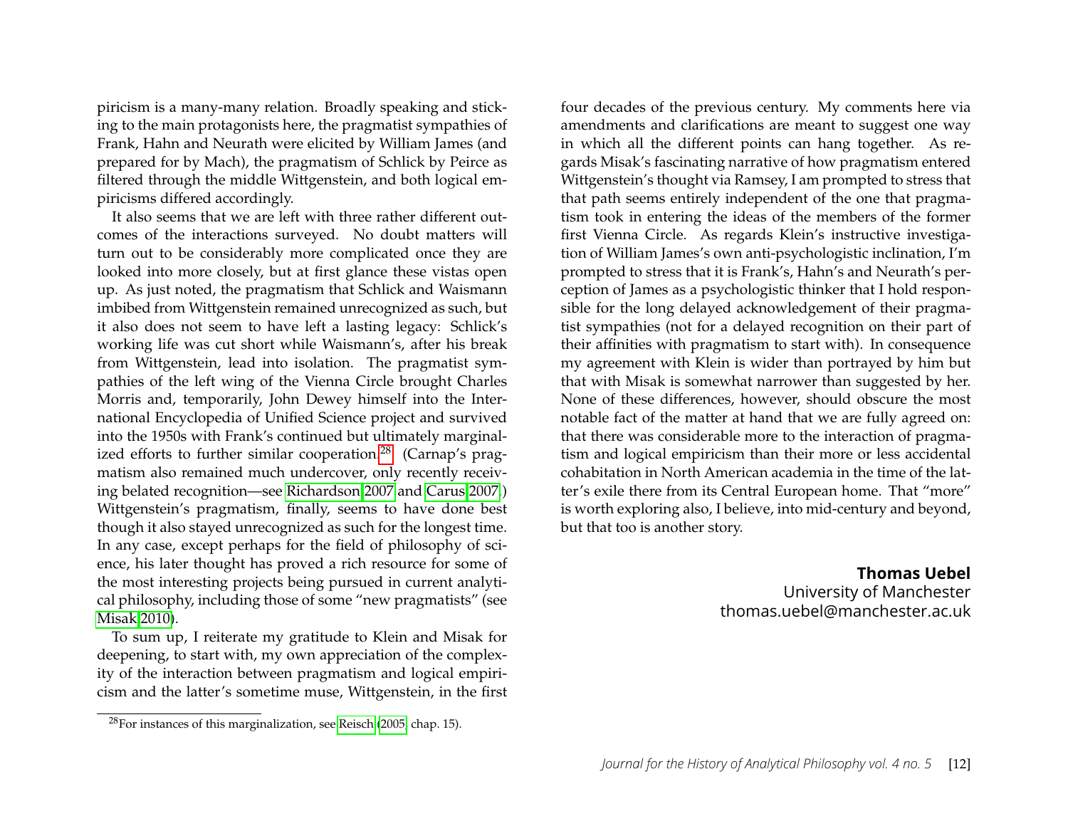piricism is a many-many relation. Broadly speaking and sticking to the main protagonists here, the pragmatist sympathies of Frank, Hahn and Neurath were elicited by William James (and prepared for by Mach), the pragmatism of Schlick by Peirce as filtered through the middle Wittgenstein, and both logical empiricisms differed accordingly.

It also seems that we are left with three rather different outcomes of the interactions surveyed. No doubt matters will turn out to be considerably more complicated once they are looked into more closely, but at first glance these vistas open up. As just noted, the pragmatism that Schlick and Waismann imbibed from Wittgenstein remained unrecognized as such, but it also does not seem to have left a lasting legacy: Schlick's working life was cut short while Waismann's, after his break from Wittgenstein, lead into isolation. The pragmatist sympathies of the left wing of the Vienna Circle brought Charles Morris and, temporarily, John Dewey himself into the International Encyclopedia of Unified Science project and survived into the 1950s with Frank's continued but ultimately marginalized efforts to further similar cooperation.[28] (Carnap's pragmatism also remained much undercover, only recently receiving belated recognition—see Richardson 2007 and Carus 2007.) Wittgenstein's pragmatism, finally, seems to have done best though it also stayed unrecognized as such for the longest time. In any case, except perhaps for the field of philosophy of science, his later thought has proved a rich resource for some of the most interesting projects being pursued in current analytical philosophy, including those of some "new pragmatists" (see Misak 2010).

To sum up, I reiterate my gratitude to Klein and Misak for deepening, to start with, my own appreciation of the complexity of the interaction between pragmatism and logical empiricism and the latter's sometime muse, Wittgenstein, in the first four decades of the previous century. My comments here via amendments and clarifications are meant to suggest one way in which all the different points can hang together. As regards Misak's fascinating narrative of how pragmatism entered Wittgenstein's thought via Ramsey, I am prompted to stress that that path seems entirely independent of the one that pragmatism took in entering the ideas of the members of the former first Vienna Circle. As regards Klein's instructive investigation of William James's own anti-psychologistic inclination, I'm prompted to stress that it is Frank's, Hahn's and Neurath's perception of James as a psychologistic thinker that I hold responsible for the long delayed acknowledgement of their pragmatist sympathies (not for a delayed recognition on their part of their affinities with pragmatism to start with). In consequence my agreement with Klein is wider than portrayed by him but that with Misak is somewhat narrower than suggested by her. None of these differences, however, should obscure the most notable fact of the matter at hand that we are fully agreed on: that there was considerable more to the interaction of pragmatism and logical empiricism than their more or less accidental cohabitation in North American academia in the time of the latter's exile there from its Central European home. That "more" is worth exploring also, I believe, into mid-century and beyond, but that too is another story.

**Thomas Uebel**
University of Manchester
thomas.uebel@manchester.ac.uk

---

[28] For instances of this marginalization, see Reisch (2005, chap. 15).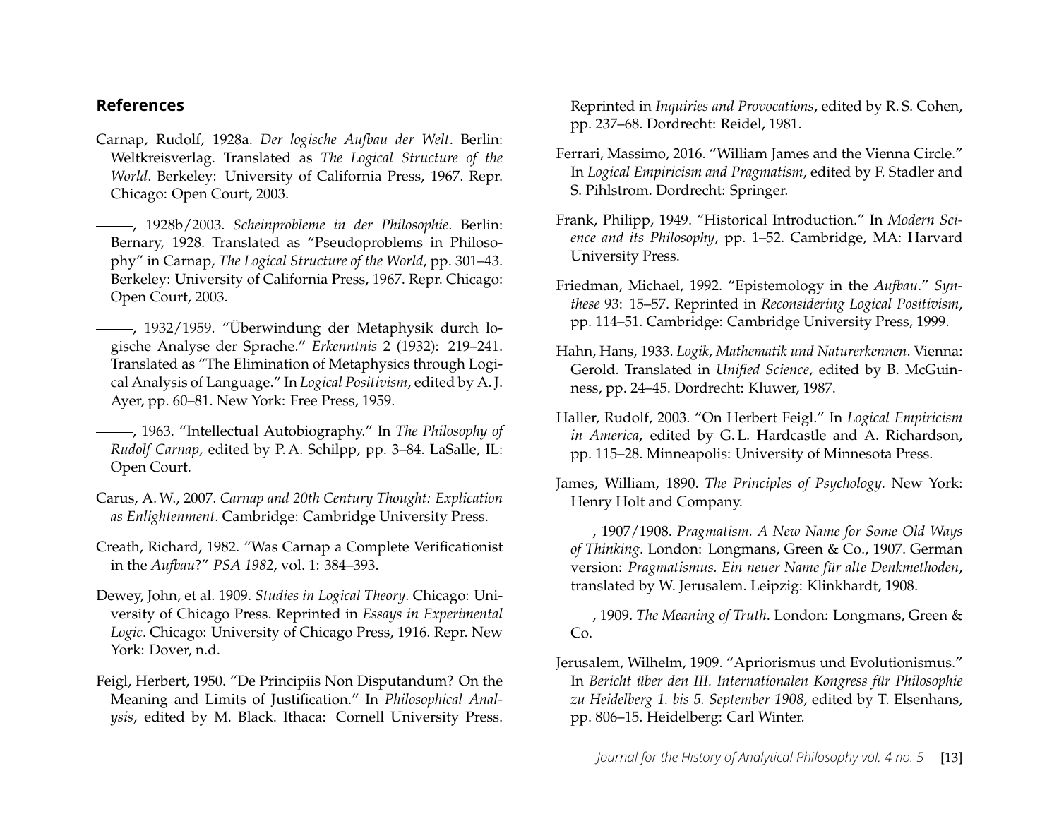## References

Carnap, Rudolf, 1928a. *Der logische Aufbau der Welt*. Berlin: Weltkreisverlag. Translated as *The Logical Structure of the World*. Berkeley: University of California Press, 1967. Repr. Chicago: Open Court, 2003.

———, 1928b/2003. *Scheinprobleme in der Philosophie*. Berlin: Bernary, 1928. Translated as "Pseudoproblems in Philosophy" in Carnap, *The Logical Structure of the World*, pp. 301–43. Berkeley: University of California Press, 1967. Repr. Chicago: Open Court, 2003.

———, 1932/1959. "Überwindung der Metaphysik durch logische Analyse der Sprache." *Erkenntnis* 2 (1932): 219–241. Translated as "The Elimination of Metaphysics through Logical Analysis of Language." In *Logical Positivism*, edited by A. J. Ayer, pp. 60–81. New York: Free Press, 1959.

———, 1963. "Intellectual Autobiography." In *The Philosophy of Rudolf Carnap*, edited by P. A. Schilpp, pp. 3–84. LaSalle, IL: Open Court.

Carus, A. W., 2007. *Carnap and 20th Century Thought: Explication as Enlightenment*. Cambridge: Cambridge University Press.

Creath, Richard, 1982. "Was Carnap a Complete Verificationist in the *Aufbau*?" *PSA 1982*, vol. 1: 384–393.

Dewey, John, et al. 1909. *Studies in Logical Theory*. Chicago: University of Chicago Press. Reprinted in *Essays in Experimental Logic*. Chicago: University of Chicago Press, 1916. Repr. New York: Dover, n.d.

Feigl, Herbert, 1950. "De Principiis Non Disputandum? On the Meaning and Limits of Justification." In *Philosophical Analysis*, edited by M. Black. Ithaca: Cornell University Press. Reprinted in *Inquiries and Provocations*, edited by R. S. Cohen, pp. 237–68. Dordrecht: Reidel, 1981.

Ferrari, Massimo, 2016. "William James and the Vienna Circle." In *Logical Empiricism and Pragmatism*, edited by F. Stadler and S. Pihlstrom. Dordrecht: Springer.

Frank, Philipp, 1949. "Historical Introduction." In *Modern Science and its Philosophy*, pp. 1–52. Cambridge, MA: Harvard University Press.

Friedman, Michael, 1992. "Epistemology in the *Aufbau*." *Synthese* 93: 15–57. Reprinted in *Reconsidering Logical Positivism*, pp. 114–51. Cambridge: Cambridge University Press, 1999.

Hahn, Hans, 1933. *Logik, Mathematik und Naturerkennen*. Vienna: Gerold. Translated in *Unified Science*, edited by B. McGuinness, pp. 24–45. Dordrecht: Kluwer, 1987.

Haller, Rudolf, 2003. "On Herbert Feigl." In *Logical Empiricism in America*, edited by G. L. Hardcastle and A. Richardson, pp. 115–28. Minneapolis: University of Minnesota Press.

James, William, 1890. *The Principles of Psychology*. New York: Henry Holt and Company.

———, 1907/1908. *Pragmatism. A New Name for Some Old Ways of Thinking*. London: Longmans, Green & Co., 1907. German version: *Pragmatismus. Ein neuer Name für alte Denkmethoden*, translated by W. Jerusalem. Leipzig: Klinkhardt, 1908.

———, 1909. *The Meaning of Truth*. London: Longmans, Green & Co.

Jerusalem, Wilhelm, 1909. "Apriorismus und Evolutionismus." In *Bericht über den III. Internationalen Kongress für Philosophie zu Heidelberg 1. bis 5. September 1908*, edited by T. Elsenhans, pp. 806–15. Heidelberg: Carl Winter.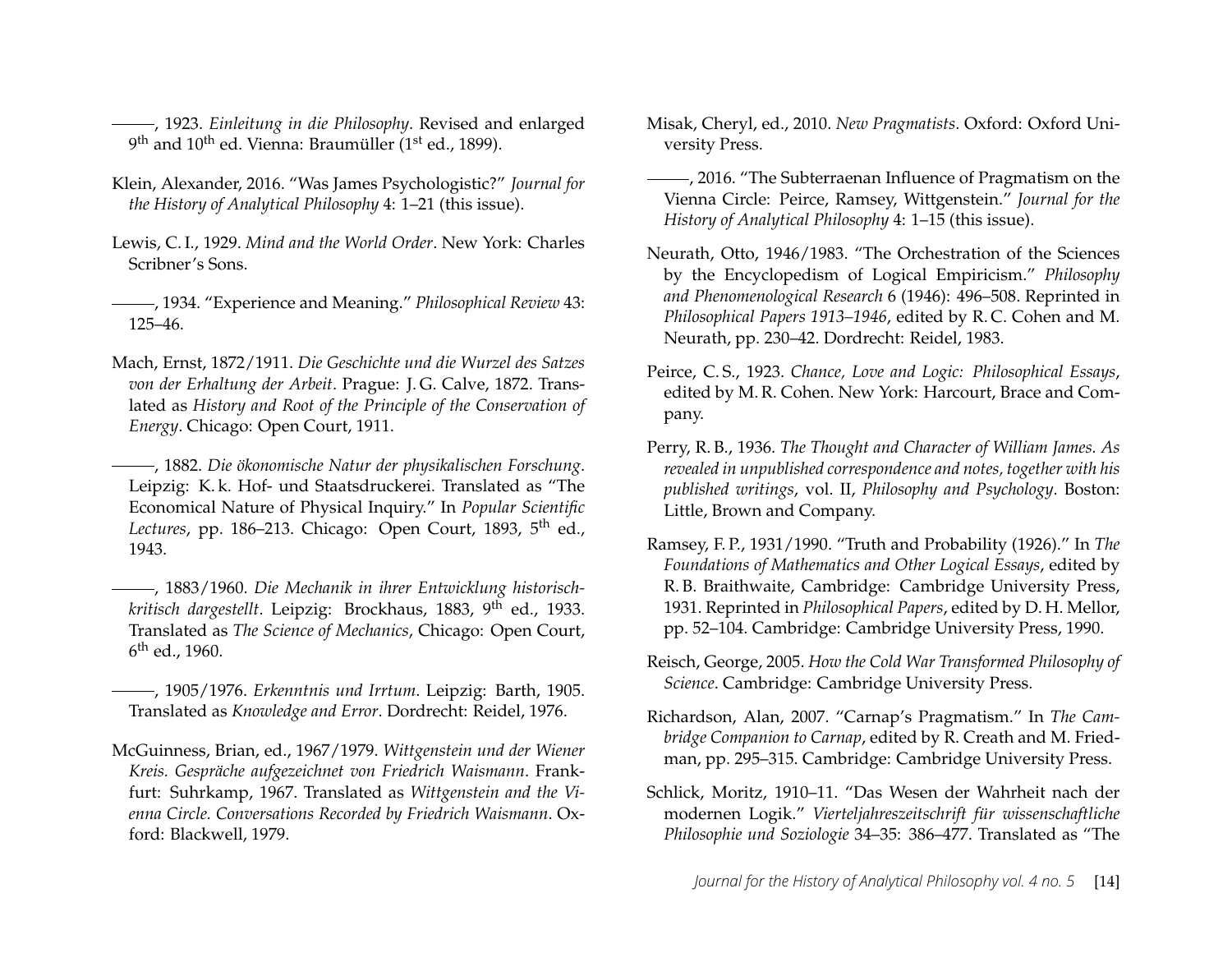———, 1923. *Einleitung in die Philosophy*. Revised and enlarged 9th and 10th ed. Vienna: Braumüller (1st ed., 1899).

Klein, Alexander, 2016. "Was James Psychologistic?" *Journal for the History of Analytical Philosophy* 4: 1–21 (this issue).

Lewis, C. I., 1929. *Mind and the World Order*. New York: Charles Scribner's Sons.

———, 1934. "Experience and Meaning." *Philosophical Review* 43: 125–46.

Mach, Ernst, 1872/1911. *Die Geschichte und die Wurzel des Satzes von der Erhaltung der Arbeit*. Prague: J. G. Calve, 1872. Translated as *History and Root of the Principle of the Conservation of Energy*. Chicago: Open Court, 1911.

———, 1882. *Die ökonomische Natur der physikalischen Forschung*. Leipzig: K. k. Hof- und Staatsdruckerei. Translated as "The Economical Nature of Physical Inquiry." In *Popular Scientific Lectures*, pp. 186–213. Chicago: Open Court, 1893, 5th ed., 1943.

———, 1883/1960. *Die Mechanik in ihrer Entwicklung historisch-kritisch dargestellt*. Leipzig: Brockhaus, 1883, 9th ed., 1933. Translated as *The Science of Mechanics*, Chicago: Open Court, 6th ed., 1960.

———, 1905/1976. *Erkenntnis und Irrtum*. Leipzig: Barth, 1905. Translated as *Knowledge and Error*. Dordrecht: Reidel, 1976.

McGuinness, Brian, ed., 1967/1979. *Wittgenstein und der Wiener Kreis. Gespräche aufgezeichnet von Friedrich Waismann*. Frankfurt: Suhrkamp, 1967. Translated as *Wittgenstein and the Vienna Circle. Conversations Recorded by Friedrich Waismann*. Oxford: Blackwell, 1979.

Misak, Cheryl, ed., 2010. *New Pragmatists*. Oxford: Oxford University Press.

———, 2016. "The Subterraenan Influence of Pragmatism on the Vienna Circle: Peirce, Ramsey, Wittgenstein." *Journal for the History of Analytical Philosophy* 4: 1–15 (this issue).

Neurath, Otto, 1946/1983. "The Orchestration of the Sciences by the Encyclopedism of Logical Empiricism." *Philosophy and Phenomenological Research* 6 (1946): 496–508. Reprinted in *Philosophical Papers 1913–1946*, edited by R. C. Cohen and M. Neurath, pp. 230–42. Dordrecht: Reidel, 1983.

Peirce, C. S., 1923. *Chance, Love and Logic: Philosophical Essays*, edited by M. R. Cohen. New York: Harcourt, Brace and Company.

Perry, R. B., 1936. *The Thought and Character of William James. As revealed in unpublished correspondence and notes, together with his published writings*, vol. II, *Philosophy and Psychology*. Boston: Little, Brown and Company.

Ramsey, F. P., 1931/1990. "Truth and Probability (1926)." In *The Foundations of Mathematics and Other Logical Essays*, edited by R. B. Braithwaite, Cambridge: Cambridge University Press, 1931. Reprinted in *Philosophical Papers*, edited by D. H. Mellor, pp. 52–104. Cambridge: Cambridge University Press, 1990.

Reisch, George, 2005. *How the Cold War Transformed Philosophy of Science*. Cambridge: Cambridge University Press.

Richardson, Alan, 2007. "Carnap's Pragmatism." In *The Cambridge Companion to Carnap*, edited by R. Creath and M. Friedman, pp. 295–315. Cambridge: Cambridge University Press.

Schlick, Moritz, 1910–11. "Das Wesen der Wahrheit nach der modernen Logik." *Vierteljahreszeitschrift für wissenschaftliche Philosophie und Soziologie* 34–35: 386–477. Translated as "The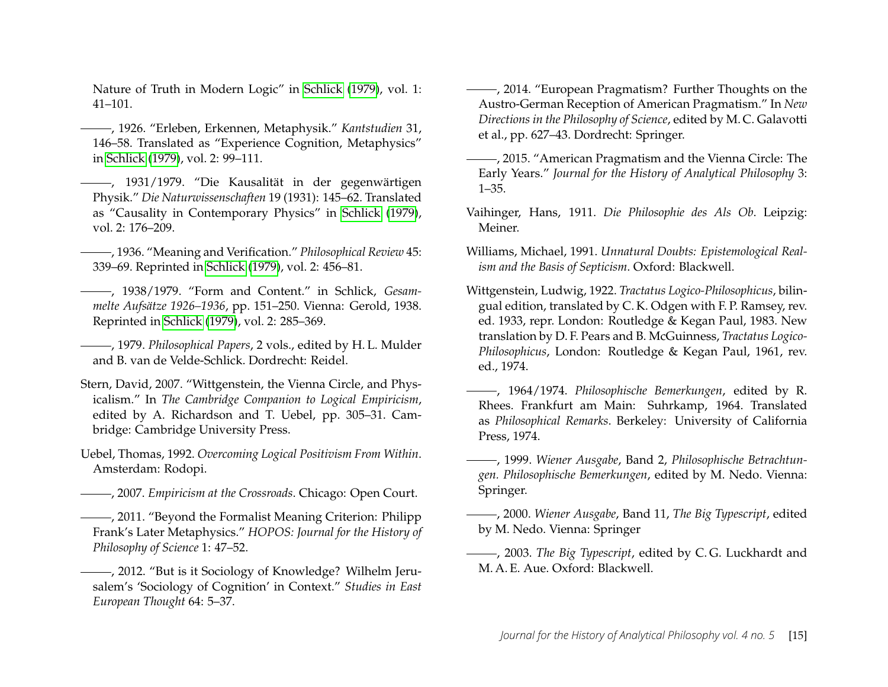Nature of Truth in Modern Logic" in Schlick (1979), vol. 1: 41–101.

———, 1926. "Erleben, Erkennen, Metaphysik." *Kantstudien* 31, 146–58. Translated as "Experience Cognition, Metaphysics" in Schlick (1979), vol. 2: 99–111.

———, 1931/1979. "Die Kausalität in der gegenwärtigen Physik." *Die Naturwissenschaften* 19 (1931): 145–62. Translated as "Causality in Contemporary Physics" in Schlick (1979), vol. 2: 176–209.

———, 1936. "Meaning and Verification." *Philosophical Review* 45: 339–69. Reprinted in Schlick (1979), vol. 2: 456–81.

———, 1938/1979. "Form and Content." in Schlick, *Gesammelte Aufsätze 1926–1936*, pp. 151–250. Vienna: Gerold, 1938. Reprinted in Schlick (1979), vol. 2: 285–369.

———, 1979. *Philosophical Papers*, 2 vols., edited by H. L. Mulder and B. van de Velde-Schlick. Dordrecht: Reidel.

Stern, David, 2007. "Wittgenstein, the Vienna Circle, and Physicalism." In *The Cambridge Companion to Logical Empiricism*, edited by A. Richardson and T. Uebel, pp. 305–31. Cambridge: Cambridge University Press.

Uebel, Thomas, 1992. *Overcoming Logical Positivism From Within*. Amsterdam: Rodopi.

———, 2007. *Empiricism at the Crossroads*. Chicago: Open Court.

———, 2011. "Beyond the Formalist Meaning Criterion: Philipp Frank's Later Metaphysics." *HOPOS: Journal for the History of Philosophy of Science* 1: 47–52.

———, 2012. "But is it Sociology of Knowledge? Wilhelm Jerusalem's 'Sociology of Cognition' in Context." *Studies in East European Thought* 64: 5–37.

———, 2014. "European Pragmatism? Further Thoughts on the Austro-German Reception of American Pragmatism." In *New Directions in the Philosophy of Science*, edited by M. C. Galavotti et al., pp. 627–43. Dordrecht: Springer.

———, 2015. "American Pragmatism and the Vienna Circle: The Early Years." *Journal for the History of Analytical Philosophy* 3: 1–35.

Vaihinger, Hans, 1911. *Die Philosophie des Als Ob*. Leipzig: Meiner.

Williams, Michael, 1991. *Unnatural Doubts: Epistemological Realism and the Basis of Septicism*. Oxford: Blackwell.

Wittgenstein, Ludwig, 1922. *Tractatus Logico-Philosophicus*, bilingual edition, translated by C. K. Odgen with F. P. Ramsey, rev. ed. 1933, repr. London: Routledge & Kegan Paul, 1983. New translation by D. F. Pears and B. McGuinness, *Tractatus Logico-Philosophicus*, London: Routledge & Kegan Paul, 1961, rev. ed., 1974.

———, 1964/1974. *Philosophische Bemerkungen*, edited by R. Rhees. Frankfurt am Main: Suhrkamp, 1964. Translated as *Philosophical Remarks*. Berkeley: University of California Press, 1974.

———, 1999. *Wiener Ausgabe*, Band 2, *Philosophische Betrachtungen. Philosophische Bemerkungen*, edited by M. Nedo. Vienna: Springer.

———, 2000. *Wiener Ausgabe*, Band 11, *The Big Typescript*, edited by M. Nedo. Vienna: Springer

———, 2003. *The Big Typescript*, edited by C. G. Luckhardt and M. A. E. Aue. Oxford: Blackwell.